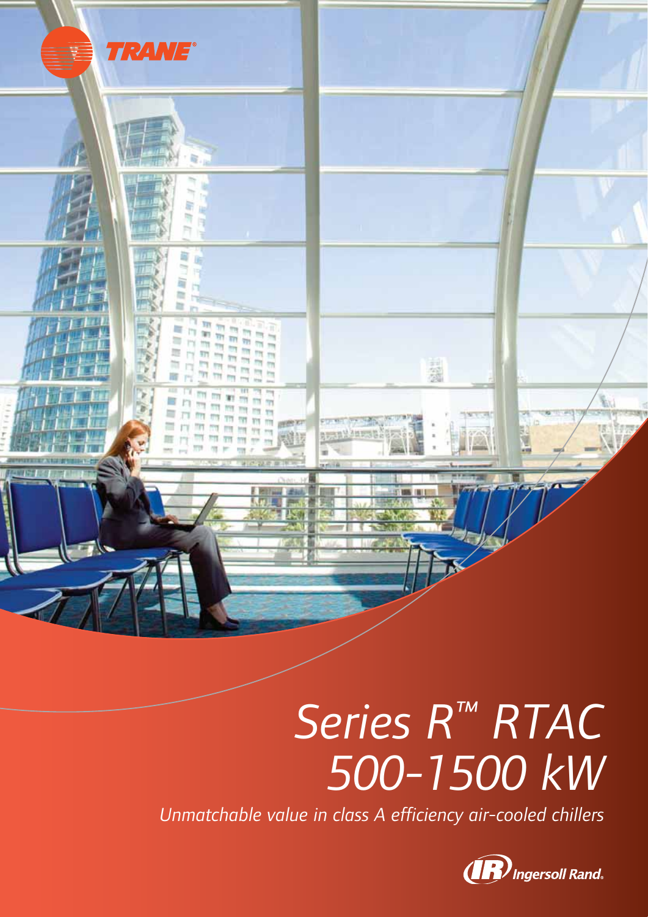TRANE

# Series R™ RTAC 500-1500 kW

*Unmatchable value in class A efficiency air-cooled chillers*

Ingersoll Rand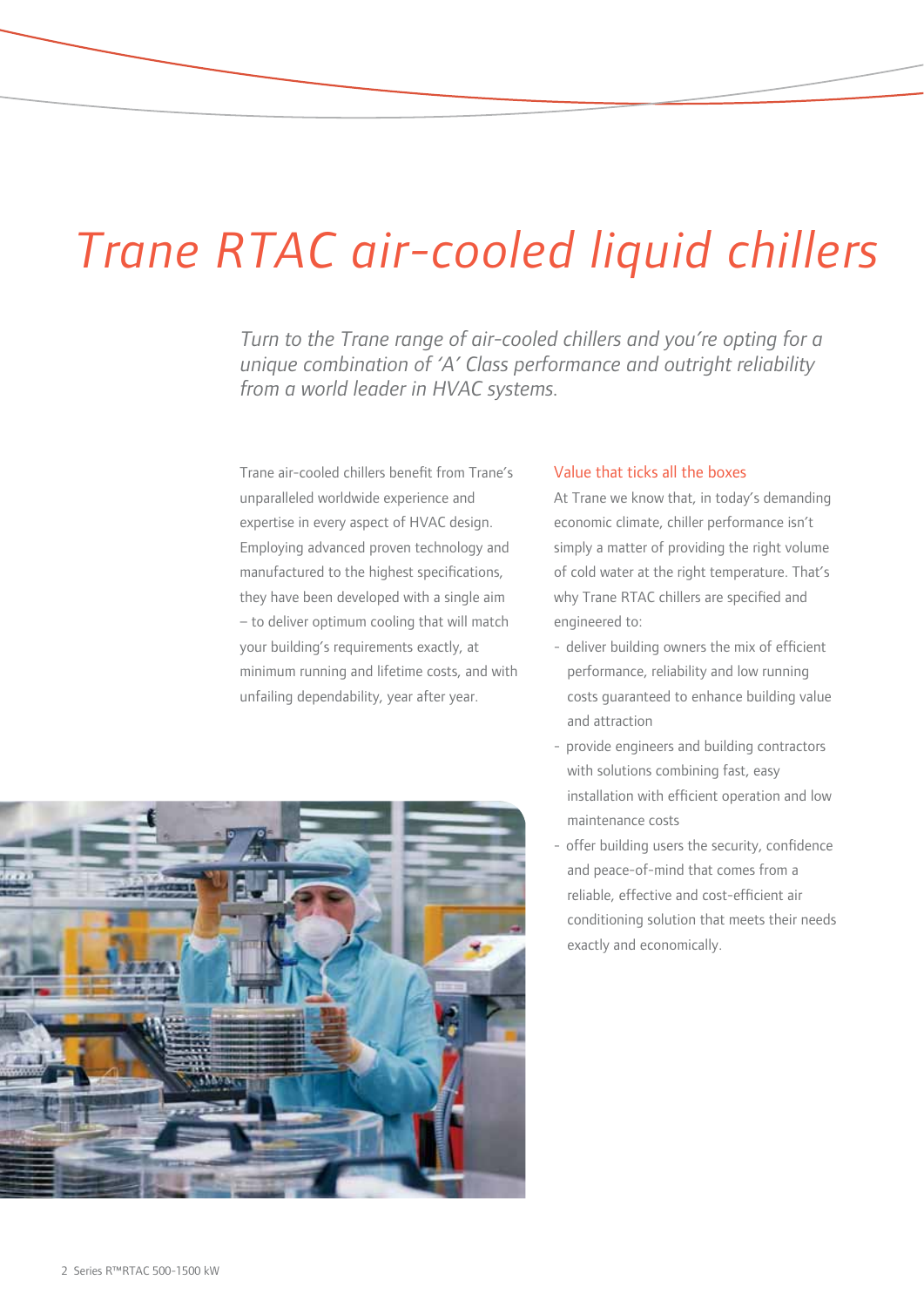# Trane RTAC air-cooled liquid chillers

*Turn to the Trane range of air-cooled chillers and you're opting for a unique combination of 'A' Class performance and outright reliability from a world leader in HVAC systems.*

Trane air-cooled chillers benefit from Trane's unparalleled worldwide experience and expertise in every aspect of HVAC design. Employing advanced proven technology and manufactured to the highest specifications, they have been developed with a single aim – to deliver optimum cooling that will match your building's requirements exactly, at minimum running and lifetime costs, and with unfailing dependability, year after year.

## Value that ticks all the boxes

At Trane we know that, in today's demanding economic climate, chiller performance isn't simply a matter of providing the right volume of cold water at the right temperature. That's why Trane RTAC chillers are specified and engineered to:

- deliver building owners the mix of efficient performance, reliability and low running costs guaranteed to enhance building value and attraction
- provide engineers and building contractors with solutions combining fast, easy installation with efficient operation and low maintenance costs
- offer building users the security, confidence and peace-of-mind that comes from a reliable, effective and cost-efficient air conditioning solution that meets their needs exactly and economically.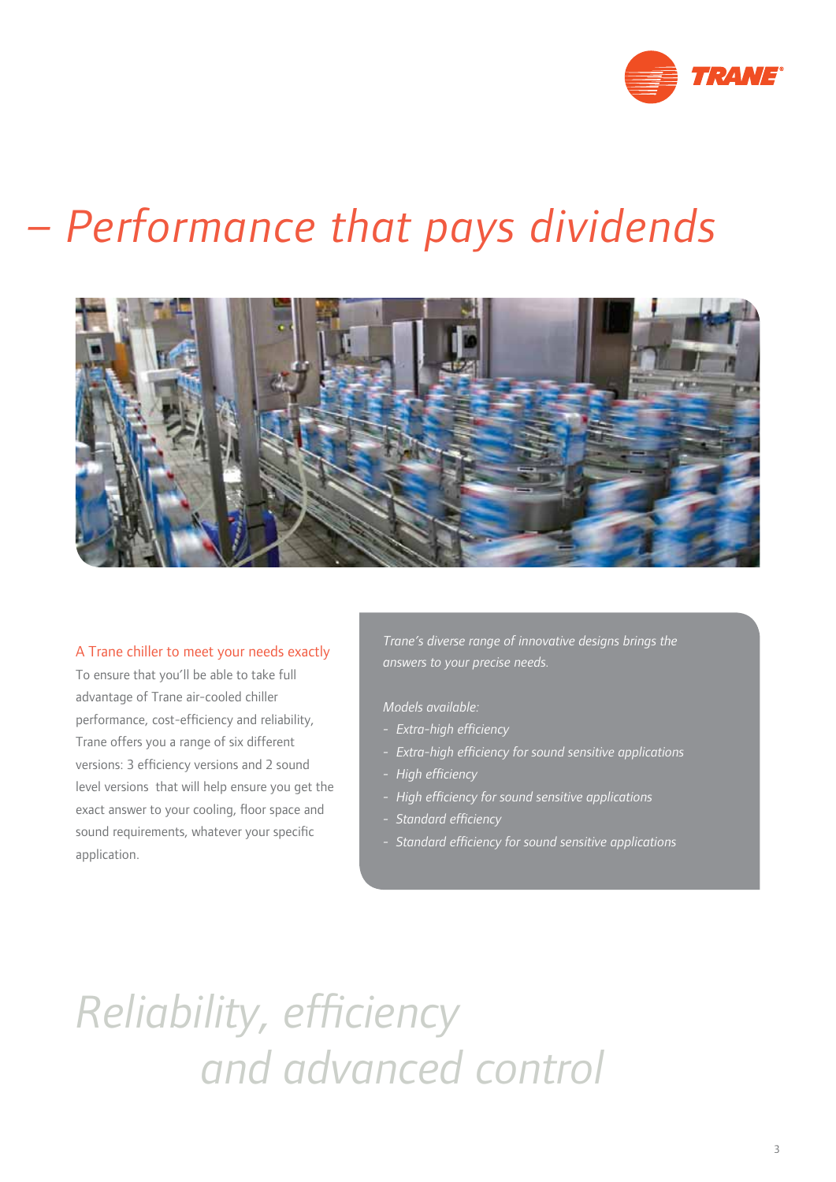# – Performance that pays dividends

## A Trane chiller to meet your needs exactly

To ensure that you'll be able to take full advantage of Trane air-cooled chiller performance, cost-efficiency and reliability, Trane offers you a range of six different versions: 3 efficiency versions and 2 sound level versions that will help ensure you get the exact answer to your cooling, floor space and sound requirements, whatever your specific application.

*Trane's diverse range of innovative designs brings the answers to your precise needs.*

*Models available:*

- *Extra-high efficiency*
- *Extra-high efficiency for sound sensitive applications*
- *High efficiency*
- *High efficiency for sound sensitive applications*
- *Standard efficiency*
- *Standard efficiency for sound sensitive applications*

*Reliability, efficiency and advanced control*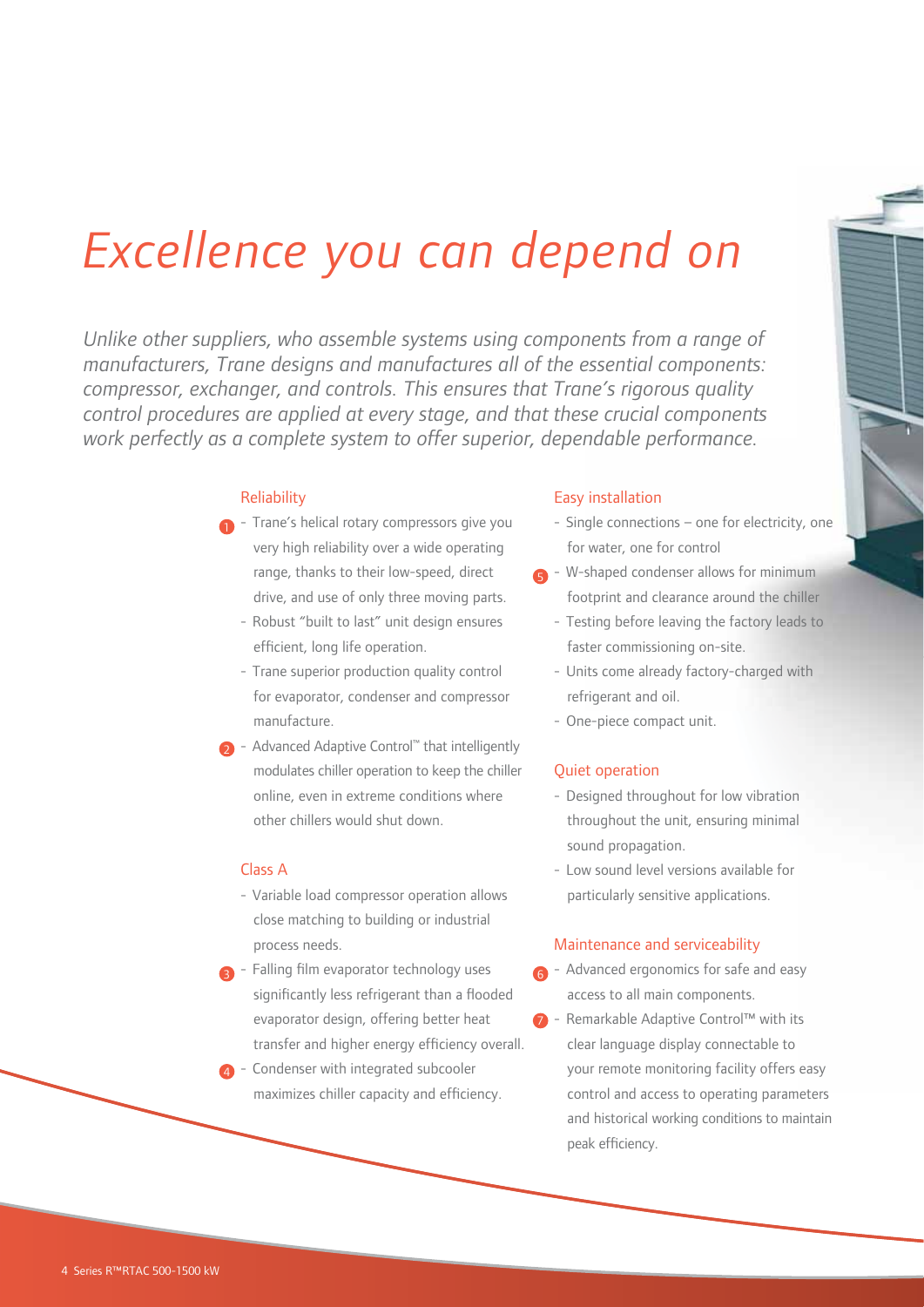# Excellence you can depend on

*Unlike other suppliers, who assemble systems using components from a range of manufacturers, Trane designs and manufactures all of the essential components: compressor, exchanger, and controls. This ensures that Trane's rigorous quality control procedures are applied at every stage, and that these crucial components work perfectly as a complete system to offer superior, dependable performance.*

## Reliability

1 - Trane's helical rotary compressors give you very high reliability over a wide operating range, thanks to their low-speed, direct drive, and use of only three moving parts.
- Robust "built to last" unit design ensures efficient, long life operation.
- Trane superior production quality control for evaporator, condenser and compressor manufacture.

2 - Advanced Adaptive Control™ that intelligently modulates chiller operation to keep the chiller online, even in extreme conditions where other chillers would shut down.

## Class A

- Variable load compressor operation allows close matching to building or industrial process needs.

3 - Falling film evaporator technology uses significantly less refrigerant than a flooded evaporator design, offering better heat transfer and higher energy efficiency overall.

4 - Condenser with integrated subcooler maximizes chiller capacity and efficiency.

## Easy installation

- Single connections – one for electricity, one for water, one for control

5 - W-shaped condenser allows for minimum footprint and clearance around the chiller
- Testing before leaving the factory leads to faster commissioning on-site.
- Units come already factory-charged with refrigerant and oil.
- One-piece compact unit.

## Quiet operation

- Designed throughout for low vibration throughout the unit, ensuring minimal sound propagation.
- Low sound level versions available for particularly sensitive applications.

## Maintenance and serviceability

6 - Advanced ergonomics for safe and easy access to all main components.

7 - Remarkable Adaptive Control™ with its clear language display connectable to your remote monitoring facility offers easy control and access to operating parameters and historical working conditions to maintain peak efficiency.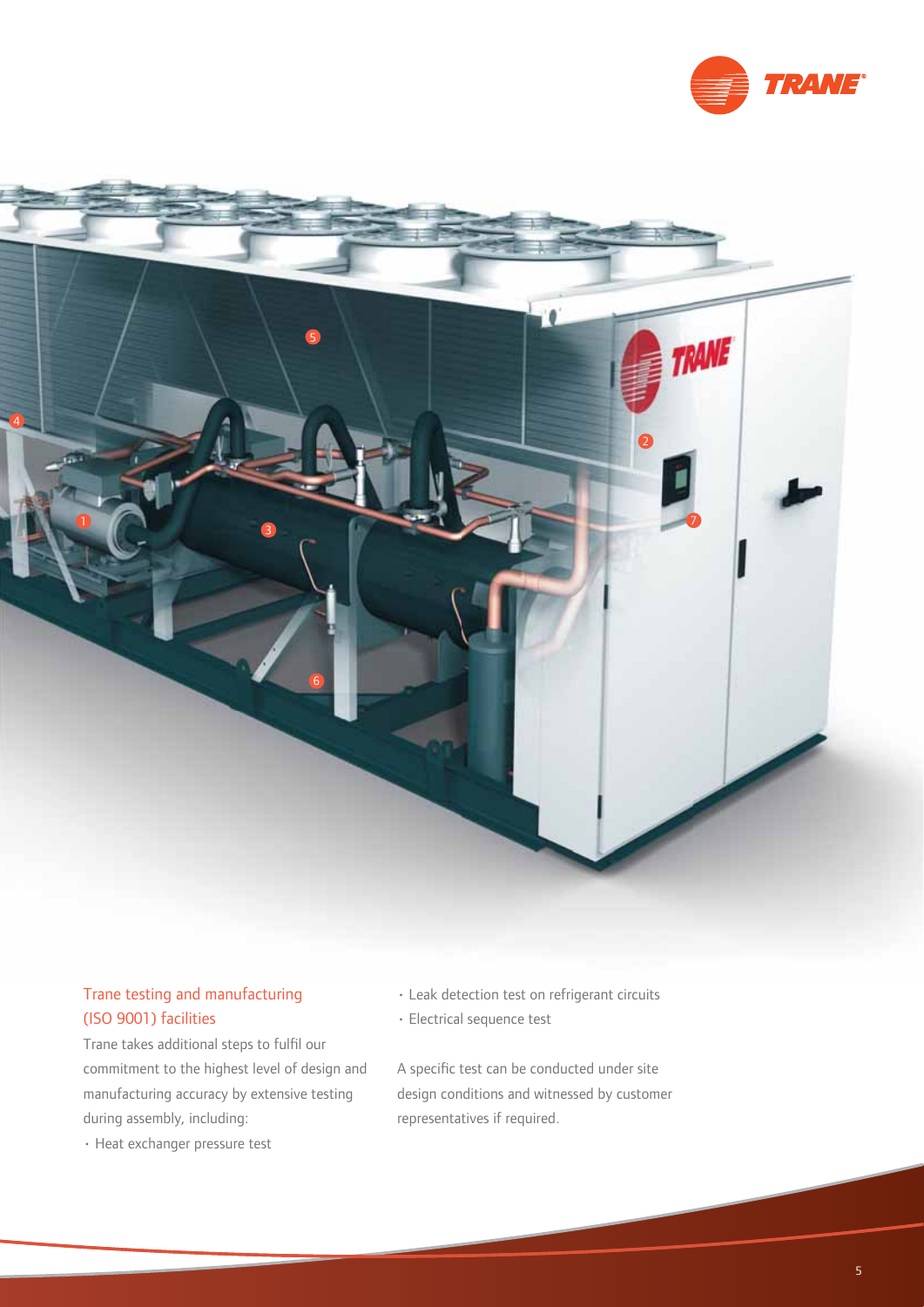## Trane testing and manufacturing (ISO 9001) facilities

Trane takes additional steps to fulfil our commitment to the highest level of design and manufacturing accuracy by extensive testing during assembly, including:

- Heat exchanger pressure test
- Leak detection test on refrigerant circuits
- Electrical sequence test

A specific test can be conducted under site design conditions and witnessed by customer representatives if required.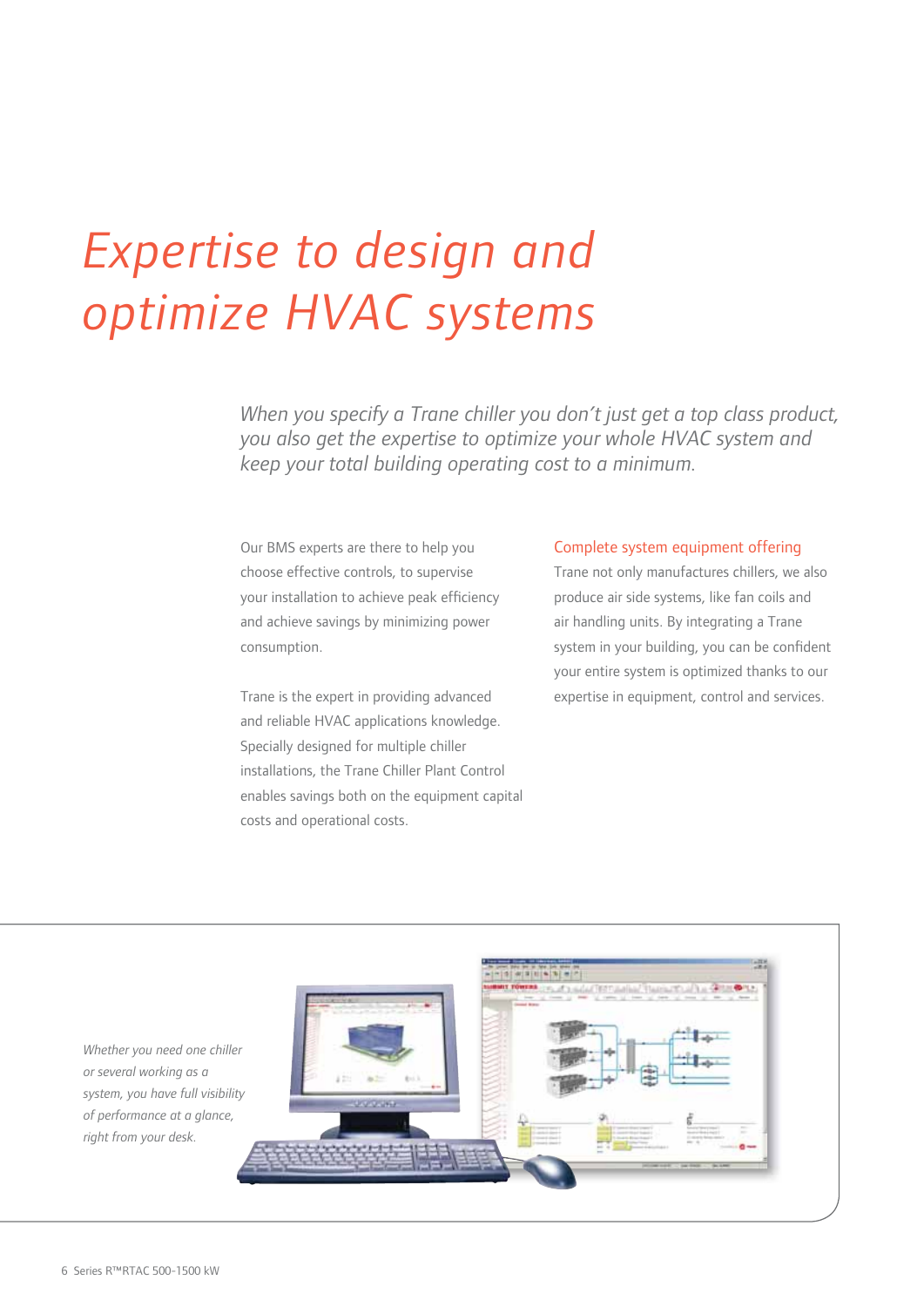# *Expertise to design and optimize HVAC systems*

*When you specify a Trane chiller you don't just get a top class product, you also get the expertise to optimize your whole HVAC system and keep your total building operating cost to a minimum.*

Our BMS experts are there to help you choose effective controls, to supervise your installation to achieve peak efficiency and achieve savings by minimizing power consumption.

Trane is the expert in providing advanced and reliable HVAC applications knowledge. Specially designed for multiple chiller installations, the Trane Chiller Plant Control enables savings both on the equipment capital costs and operational costs.

## Complete system equipment offering

Trane not only manufactures chillers, we also produce air side systems, like fan coils and air handling units. By integrating a Trane system in your building, you can be confident your entire system is optimized thanks to our expertise in equipment, control and services.

*Whether you need one chiller or several working as a system, you have full visibility of performance at a glance, right from your desk.*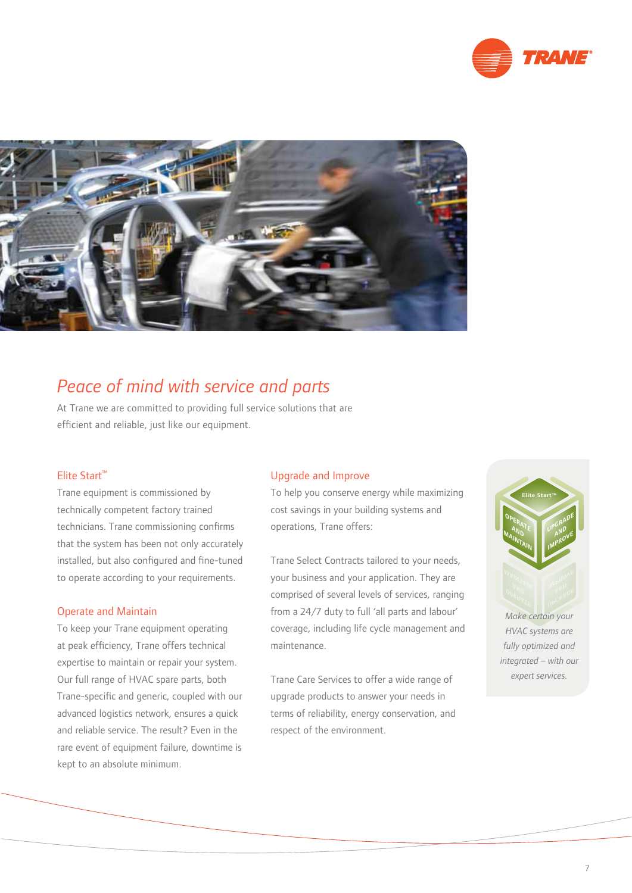# Peace of mind with service and parts

At Trane we are committed to providing full service solutions that are efficient and reliable, just like our equipment.

## Elite Start™

Trane equipment is commissioned by technically competent factory trained technicians. Trane commissioning confirms that the system has been not only accurately installed, but also configured and fine-tuned to operate according to your requirements.

## Operate and Maintain

To keep your Trane equipment operating at peak efficiency, Trane offers technical expertise to maintain or repair your system. Our full range of HVAC spare parts, both Trane-specific and generic, coupled with our advanced logistics network, ensures a quick and reliable service. The result? Even in the rare event of equipment failure, downtime is kept to an absolute minimum.

## Upgrade and Improve

To help you conserve energy while maximizing cost savings in your building systems and operations, Trane offers:

Trane Select Contracts tailored to your needs, your business and your application. They are comprised of several levels of services, ranging from a 24/7 duty to full 'all parts and labour' coverage, including life cycle management and maintenance.

Trane Care Services to offer a wide range of upgrade products to answer your needs in terms of reliability, energy conservation, and respect of the environment.

Elite Start™ | Operate and Maintain | Upgrade and Improve

*Make certain your HVAC systems are fully optimized and integrated – with our expert services.*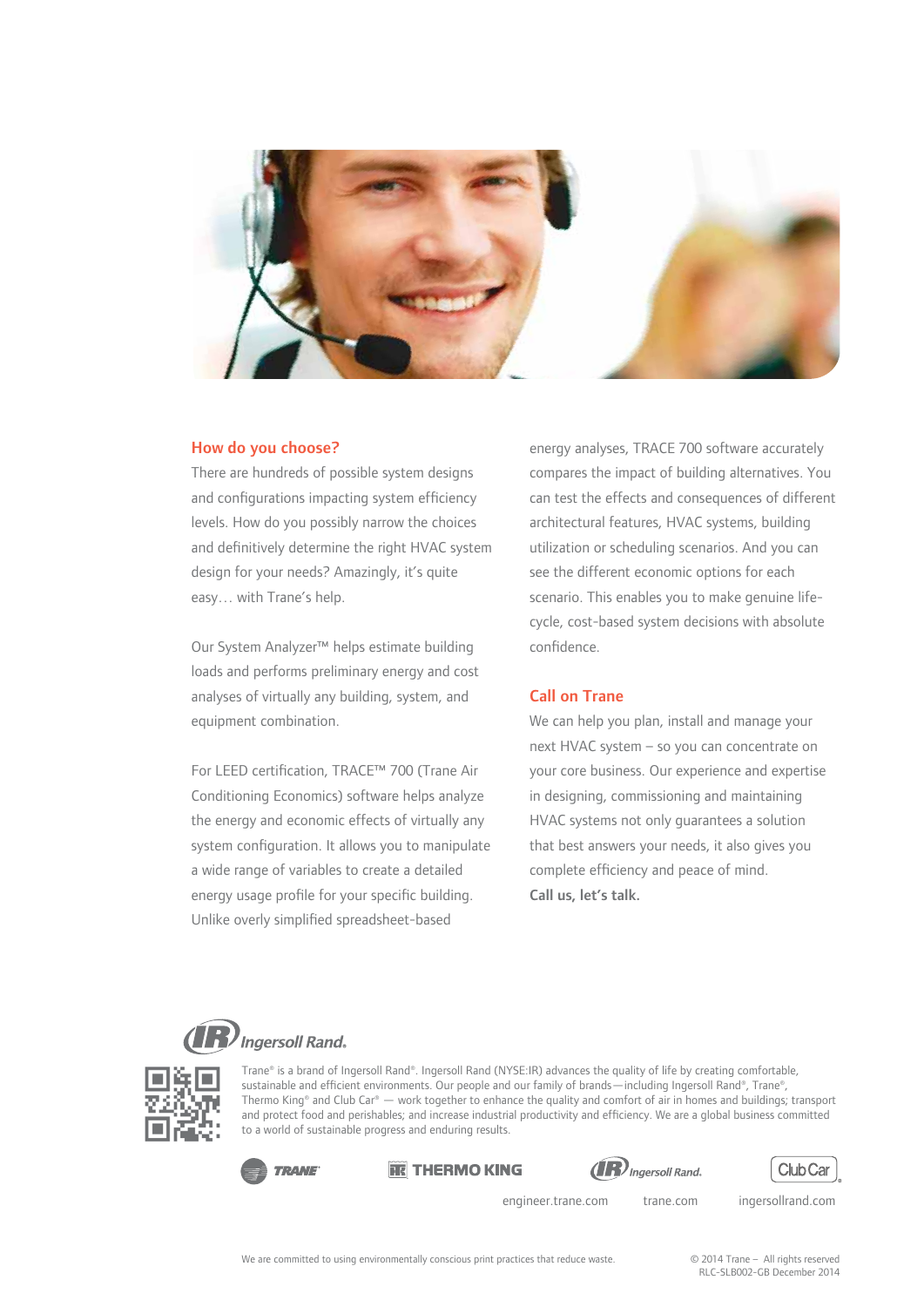## How do you choose?

There are hundreds of possible system designs and configurations impacting system efficiency levels. How do you possibly narrow the choices and definitively determine the right HVAC system design for your needs? Amazingly, it's quite easy… with Trane's help.

Our System Analyzer™ helps estimate building loads and performs preliminary energy and cost analyses of virtually any building, system, and equipment combination.

For LEED certification, TRACE™ 700 (Trane Air Conditioning Economics) software helps analyze the energy and economic effects of virtually any system configuration. It allows you to manipulate a wide range of variables to create a detailed energy usage profile for your specific building. Unlike overly simplified spreadsheet-based energy analyses, TRACE 700 software accurately compares the impact of building alternatives. You can test the effects and consequences of different architectural features, HVAC systems, building utilization or scheduling scenarios. And you can see the different economic options for each scenario. This enables you to make genuine life-cycle, cost-based system decisions with absolute confidence.

## Call on Trane

We can help you plan, install and manage your next HVAC system – so you can concentrate on your core business. Our experience and expertise in designing, commissioning and maintaining HVAC systems not only guarantees a solution that best answers your needs, it also gives you complete efficiency and peace of mind.

**Call us, let's talk.**

Ingersoll Rand

Trane® is a brand of Ingersoll Rand®. Ingersoll Rand (NYSE:IR) advances the quality of life by creating comfortable, sustainable and efficient environments. Our people and our family of brands—including Ingersoll Rand®, Trane®, Thermo King® and Club Car® — work together to enhance the quality and comfort of air in homes and buildings; transport and protect food and perishables; and increase industrial productivity and efficiency. We are a global business committed to a world of sustainable progress and enduring results.

TRANE | THERMO KING | Ingersoll Rand | Club Car

engineer.trane.com    trane.com    ingersollrand.com

We are committed to using environmentally conscious print practices that reduce waste.

© 2014 Trane – All rights reserved
RLC-SLB002-GB December 2014